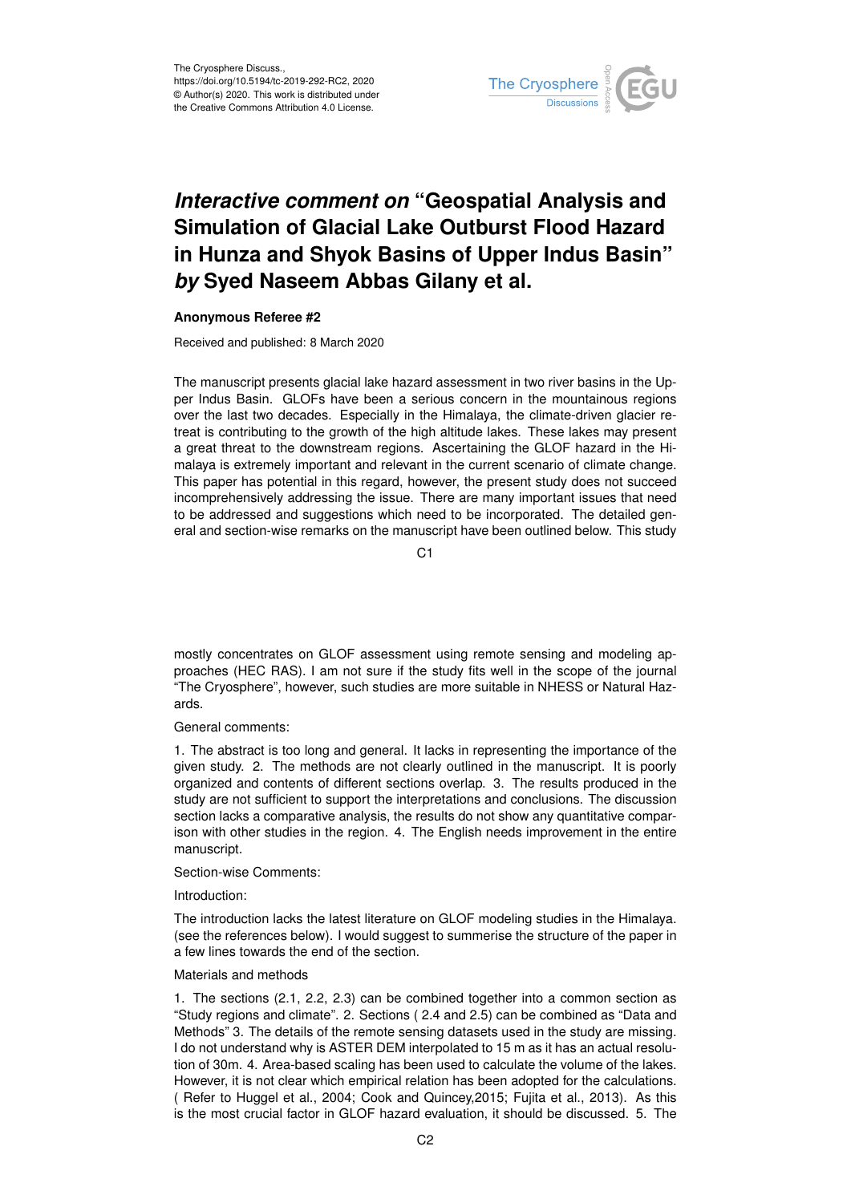The Cryosphere Discuss.,
https://doi.org/10.5194/tc-2019-292-RC2, 2020
© Author(s) 2020. This work is distributed under
the Creative Commons Attribution 4.0 License.

# *Interactive comment on* "Geospatial Analysis and Simulation of Glacial Lake Outburst Flood Hazard in Hunza and Shyok Basins of Upper Indus Basin" *by* Syed Naseem Abbas Gilany et al.

**Anonymous Referee #2**

Received and published: 8 March 2020

The manuscript presents glacial lake hazard assessment in two river basins in the Upper Indus Basin. GLOFs have been a serious concern in the mountainous regions over the last two decades. Especially in the Himalaya, the climate-driven glacier retreat is contributing to the growth of the high altitude lakes. These lakes may present a great threat to the downstream regions. Ascertaining the GLOF hazard in the Himalaya is extremely important and relevant in the current scenario of climate change. This paper has potential in this regard, however, the present study does not succeed incomprehensively addressing the issue. There are many important issues that need to be addressed and suggestions which need to be incorporated. The detailed general and section-wise remarks on the manuscript have been outlined below. This study mostly concentrates on GLOF assessment using remote sensing and modeling approaches (HEC RAS). I am not sure if the study fits well in the scope of the journal "The Cryosphere", however, such studies are more suitable in NHESS or Natural Hazards.

General comments:

1. The abstract is too long and general. It lacks in representing the importance of the given study. 2. The methods are not clearly outlined in the manuscript. It is poorly organized and contents of different sections overlap. 3. The results produced in the study are not sufficient to support the interpretations and conclusions. The discussion section lacks a comparative analysis, the results do not show any quantitative comparison with other studies in the region. 4. The English needs improvement in the entire manuscript.

Section-wise Comments:

Introduction:

The introduction lacks the latest literature on GLOF modeling studies in the Himalaya. (see the references below). I would suggest to summerise the structure of the paper in a few lines towards the end of the section.

Materials and methods

1. The sections (2.1, 2.2, 2.3) can be combined together into a common section as "Study regions and climate". 2. Sections ( 2.4 and 2.5) can be combined as "Data and Methods" 3. The details of the remote sensing datasets used in the study are missing. I do not understand why is ASTER DEM interpolated to 15 m as it has an actual resolution of 30m. 4. Area-based scaling has been used to calculate the volume of the lakes. However, it is not clear which empirical relation has been adopted for the calculations. ( Refer to Huggel et al., 2004; Cook and Quincey,2015; Fujita et al., 2013). As this is the most crucial factor in GLOF hazard evaluation, it should be discussed. 5. The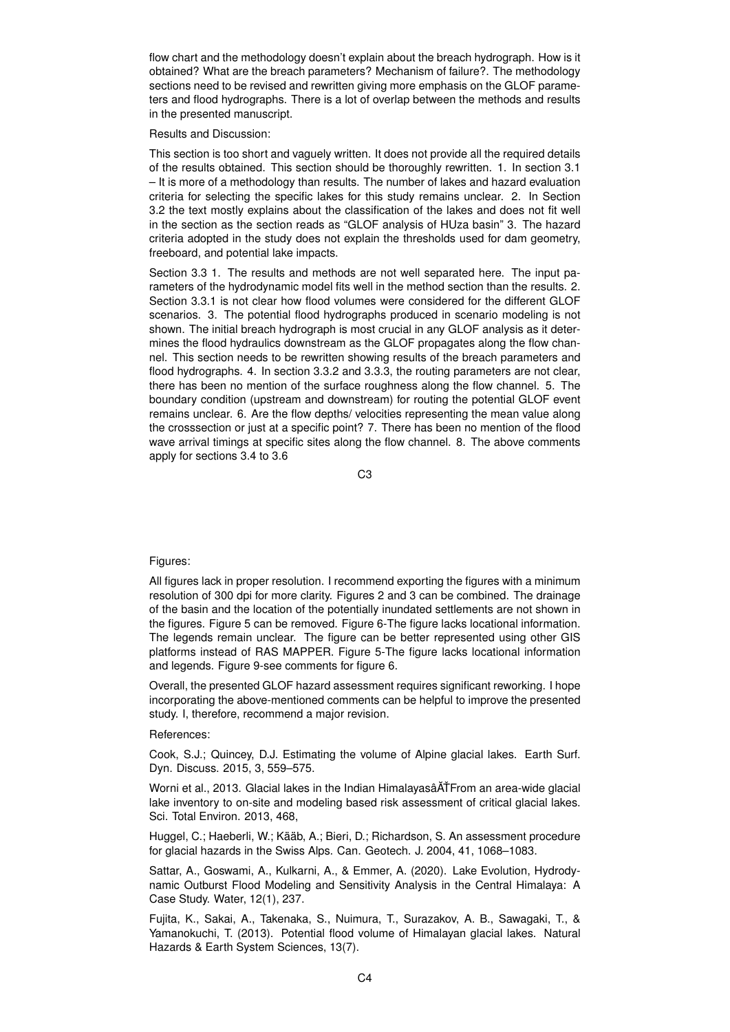flow chart and the methodology doesn't explain about the breach hydrograph. How is it obtained? What are the breach parameters? Mechanism of failure?. The methodology sections need to be revised and rewritten giving more emphasis on the GLOF parameters and flood hydrographs. There is a lot of overlap between the methods and results in the presented manuscript.

Results and Discussion:

This section is too short and vaguely written. It does not provide all the required details of the results obtained. This section should be thoroughly rewritten. 1. In section 3.1 – It is more of a methodology than results. The number of lakes and hazard evaluation criteria for selecting the specific lakes for this study remains unclear. 2. In Section 3.2 the text mostly explains about the classification of the lakes and does not fit well in the section as the section reads as "GLOF analysis of HUza basin" 3. The hazard criteria adopted in the study does not explain the thresholds used for dam geometry, freeboard, and potential lake impacts.

Section 3.3 1. The results and methods are not well separated here. The input parameters of the hydrodynamic model fits well in the method section than the results. 2. Section 3.3.1 is not clear how flood volumes were considered for the different GLOF scenarios. 3. The potential flood hydrographs produced in scenario modeling is not shown. The initial breach hydrograph is most crucial in any GLOF analysis as it determines the flood hydraulics downstream as the GLOF propagates along the flow channel. This section needs to be rewritten showing results of the breach parameters and flood hydrographs. 4. In section 3.3.2 and 3.3.3, the routing parameters are not clear, there has been no mention of the surface roughness along the flow channel. 5. The boundary condition (upstream and downstream) for routing the potential GLOF event remains unclear. 6. Are the flow depths/ velocities representing the mean value along the crosssection or just at a specific point? 7. There has been no mention of the flood wave arrival timings at specific sites along the flow channel. 8. The above comments apply for sections 3.4 to 3.6

Figures:

All figures lack in proper resolution. I recommend exporting the figures with a minimum resolution of 300 dpi for more clarity. Figures 2 and 3 can be combined. The drainage of the basin and the location of the potentially inundated settlements are not shown in the figures. Figure 5 can be removed. Figure 6-The figure lacks locational information. The legends remain unclear. The figure can be better represented using other GIS platforms instead of RAS MAPPER. Figure 5-The figure lacks locational information and legends. Figure 9-see comments for figure 6.

Overall, the presented GLOF hazard assessment requires significant reworking. I hope incorporating the above-mentioned comments can be helpful to improve the presented study. I, therefore, recommend a major revision.

References:

Cook, S.J.; Quincey, D.J. Estimating the volume of Alpine glacial lakes. Earth Surf. Dyn. Discuss. 2015, 3, 559–575.

Worni et al., 2013. Glacial lakes in the Indian HimalayasâĂŤFrom an area-wide glacial lake inventory to on-site and modeling based risk assessment of critical glacial lakes. Sci. Total Environ. 2013, 468,

Huggel, C.; Haeberli, W.; Kääb, A.; Bieri, D.; Richardson, S. An assessment procedure for glacial hazards in the Swiss Alps. Can. Geotech. J. 2004, 41, 1068–1083.

Sattar, A., Goswami, A., Kulkarni, A., & Emmer, A. (2020). Lake Evolution, Hydrodynamic Outburst Flood Modeling and Sensitivity Analysis in the Central Himalaya: A Case Study. Water, 12(1), 237.

Fujita, K., Sakai, A., Takenaka, S., Nuimura, T., Surazakov, A. B., Sawagaki, T., & Yamanokuchi, T. (2013). Potential flood volume of Himalayan glacial lakes. Natural Hazards & Earth System Sciences, 13(7).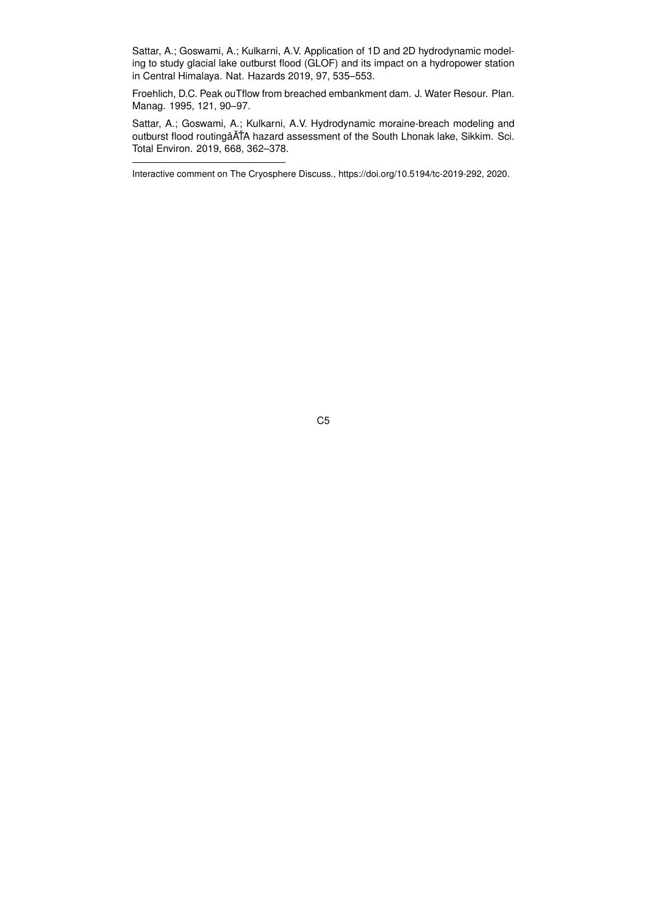Sattar, A.; Goswami, A.; Kulkarni, A.V. Application of 1D and 2D hydrodynamic modeling to study glacial lake outburst flood (GLOF) and its impact on a hydropower station in Central Himalaya. Nat. Hazards 2019, 97, 535–553.

Froehlich, D.C. Peak ouTflow from breached embankment dam. J. Water Resour. Plan. Manag. 1995, 121, 90–97.

Sattar, A.; Goswami, A.; Kulkarni, A.V. Hydrodynamic moraine-breach modeling and outburst flood routingâĂŤA hazard assessment of the South Lhonak lake, Sikkim. Sci. Total Environ. 2019, 668, 362–378.

---

Interactive comment on The Cryosphere Discuss., https://doi.org/10.5194/tc-2019-292, 2020.